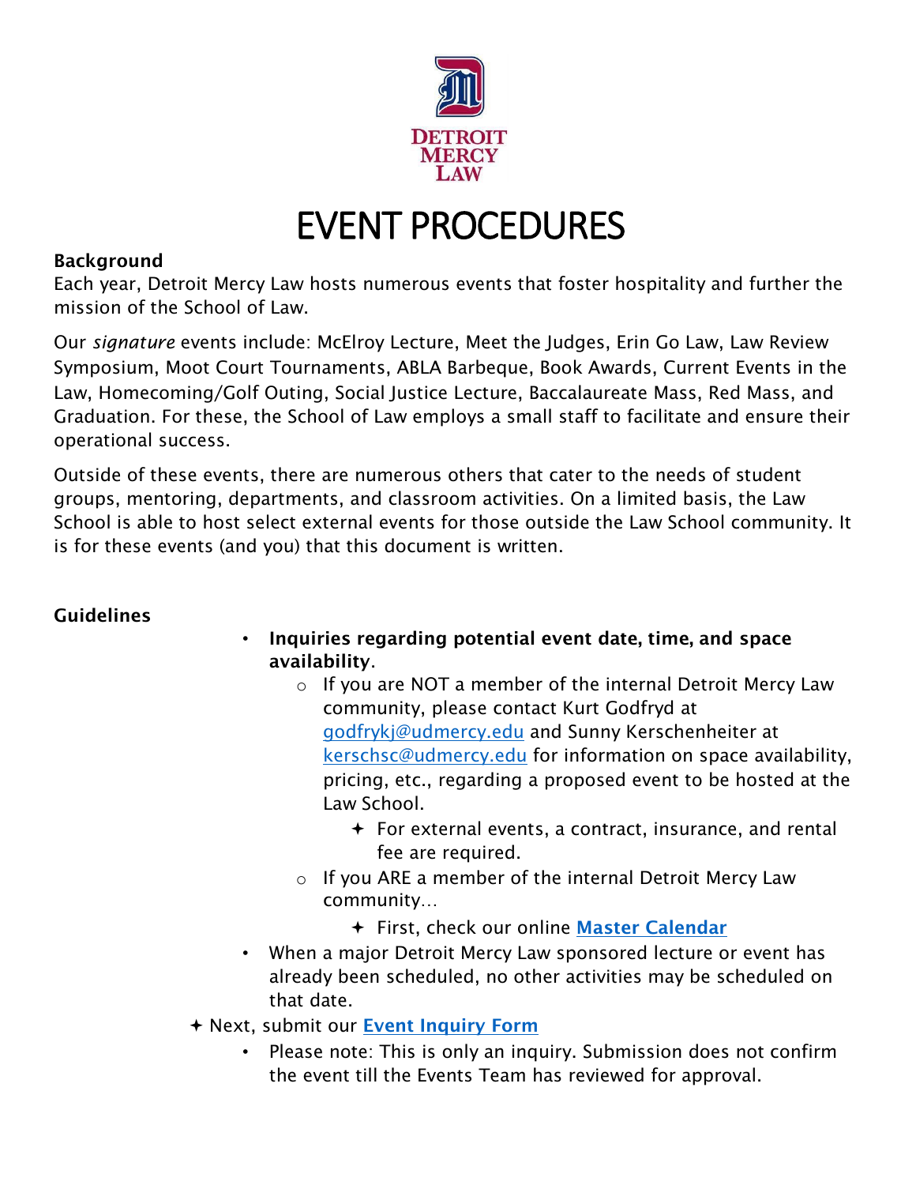DETROIT MERCY LAW

# EVENT PROCEDURES

**Background**

Each year, Detroit Mercy Law hosts numerous events that foster hospitality and further the mission of the School of Law.

Our *signature* events include: McElroy Lecture, Meet the Judges, Erin Go Law, Law Review Symposium, Moot Court Tournaments, ABLA Barbeque, Book Awards, Current Events in the Law, Homecoming/Golf Outing, Social Justice Lecture, Baccalaureate Mass, Red Mass, and Graduation. For these, the School of Law employs a small staff to facilitate and ensure their operational success.

Outside of these events, there are numerous others that cater to the needs of student groups, mentoring, departments, and classroom activities. On a limited basis, the Law School is able to host select external events for those outside the Law School community. It is for these events (and you) that this document is written.

**Guidelines**

- **Inquiries regarding potential event date, time, and space availability**.
  - If you are NOT a member of the internal Detroit Mercy Law community, please contact Kurt Godfryd at godfrykj@udmercy.edu and Sunny Kerschenheiter at kerschsc@udmercy.edu for information on space availability, pricing, etc., regarding a proposed event to be hosted at the Law School.
    - For external events, a contract, insurance, and rental fee are required.
  - If you ARE a member of the internal Detroit Mercy Law community…
    - First, check our online **Master Calendar**
- When a major Detroit Mercy Law sponsored lecture or event has already been scheduled, no other activities may be scheduled on that date.

- Next, submit our **Event Inquiry Form**
  - Please note: This is only an inquiry. Submission does not confirm the event till the Events Team has reviewed for approval.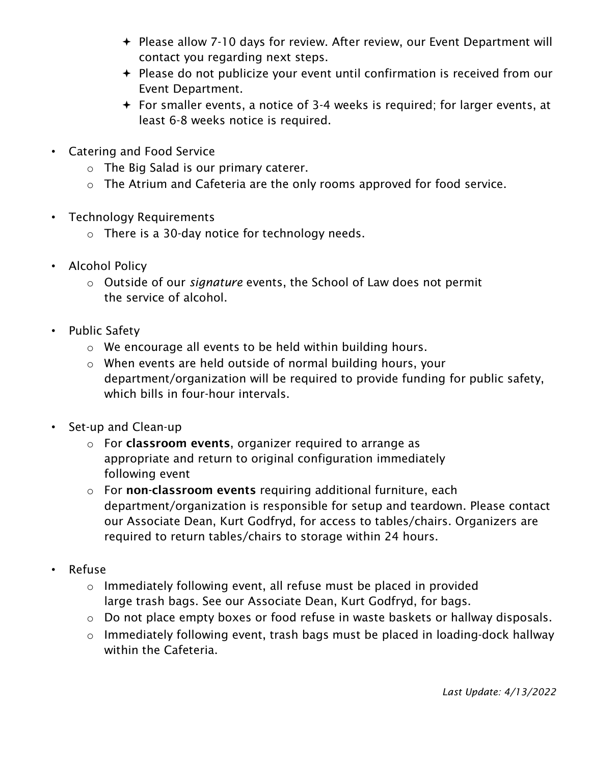- Please allow 7-10 days for review. After review, our Event Department will contact you regarding next steps.
    - Please do not publicize your event until confirmation is received from our Event Department.
    - For smaller events, a notice of 3-4 weeks is required; for larger events, at least 6-8 weeks notice is required.

- Catering and Food Service
  - The Big Salad is our primary caterer.
  - The Atrium and Cafeteria are the only rooms approved for food service.

- Technology Requirements
  - There is a 30-day notice for technology needs.

- Alcohol Policy
  - Outside of our *signature* events, the School of Law does not permit the service of alcohol.

- Public Safety
  - We encourage all events to be held within building hours.
  - When events are held outside of normal building hours, your department/organization will be required to provide funding for public safety, which bills in four-hour intervals.

- Set-up and Clean-up
  - For **classroom events**, organizer required to arrange as appropriate and return to original configuration immediately following event
  - For **non-classroom events** requiring additional furniture, each department/organization is responsible for setup and teardown. Please contact our Associate Dean, Kurt Godfryd, for access to tables/chairs. Organizers are required to return tables/chairs to storage within 24 hours.

- Refuse
  - Immediately following event, all refuse must be placed in provided large trash bags. See our Associate Dean, Kurt Godfryd, for bags.
  - Do not place empty boxes or food refuse in waste baskets or hallway disposals.
  - Immediately following event, trash bags must be placed in loading-dock hallway within the Cafeteria.

*Last Update: 4/13/2022*